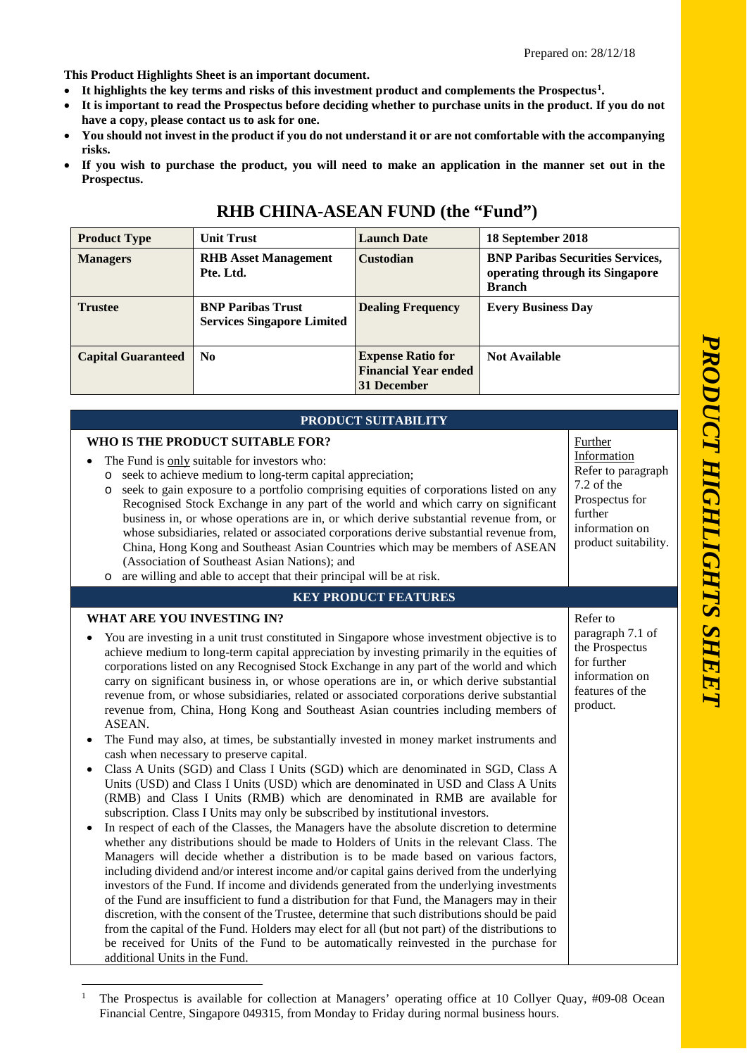Prepared on: 28/12/18

**This Product Highlights Sheet is an important document.**

- **It highlights the key terms and risks of this investment product and complements the Prospectus[1].**
- **It is important to read the Prospectus before deciding whether to purchase units in the product. If you do not have a copy, please contact us to ask for one.**
- **You should not invest in the product if you do not understand it or are not comfortable with the accompanying risks.**
- **If you wish to purchase the product, you will need to make an application in the manner set out in the Prospectus.**

# RHB CHINA-ASEAN FUND (the "Fund")

| **Product Type** | **Unit Trust** | **Launch Date** | **18 September 2018** |
|---|---|---|---|
| **Managers** | **RHB Asset Management Pte. Ltd.** | **Custodian** | **BNP Paribas Securities Services, operating through its Singapore Branch** |
| **Trustee** | **BNP Paribas Trust Services Singapore Limited** | **Dealing Frequency** | **Every Business Day** |
| **Capital Guaranteed** | **No** | **Expense Ratio for Financial Year ended 31 December** | **Not Available** |

## PRODUCT SUITABILITY

### WHO IS THE PRODUCT SUITABLE FOR?

- The Fund is only suitable for investors who:
  - seek to achieve medium to long-term capital appreciation;
  - seek to gain exposure to a portfolio comprising equities of corporations listed on any Recognised Stock Exchange in any part of the world and which carry on significant business in, or whose operations are in, or which derive substantial revenue from, or whose subsidiaries, related or associated corporations derive substantial revenue from, China, Hong Kong and Southeast Asian Countries which may be members of ASEAN (Association of Southeast Asian Nations); and
  - are willing and able to accept that their principal will be at risk.

Further Information
Refer to paragraph 7.2 of the Prospectus for further information on product suitability.

## KEY PRODUCT FEATURES

### WHAT ARE YOU INVESTING IN?

- You are investing in a unit trust constituted in Singapore whose investment objective is to achieve medium to long-term capital appreciation by investing primarily in the equities of corporations listed on any Recognised Stock Exchange in any part of the world and which carry on significant business in, or whose operations are in, or which derive substantial revenue from, or whose subsidiaries, related or associated corporations derive substantial revenue from, China, Hong Kong and Southeast Asian countries including members of ASEAN.
- The Fund may also, at times, be substantially invested in money market instruments and cash when necessary to preserve capital.
- Class A Units (SGD) and Class I Units (SGD) which are denominated in SGD, Class A Units (USD) and Class I Units (USD) which are denominated in USD and Class A Units (RMB) and Class I Units (RMB) which are denominated in RMB are available for subscription. Class I Units may only be subscribed by institutional investors.
- In respect of each of the Classes, the Managers have the absolute discretion to determine whether any distributions should be made to Holders of Units in the relevant Class. The Managers will decide whether a distribution is to be made based on various factors, including dividend and/or interest income and/or capital gains derived from the underlying investors of the Fund. If income and dividends generated from the underlying investments of the Fund are insufficient to fund a distribution for that Fund, the Managers may in their discretion, with the consent of the Trustee, determine that such distributions should be paid from the capital of the Fund. Holders may elect for all (but not part) of the distributions to be received for Units of the Fund to be automatically reinvested in the purchase for additional Units in the Fund.

Refer to paragraph 7.1 of the Prospectus for further information on features of the product.

[1] The Prospectus is available for collection at Managers' operating office at 10 Collyer Quay, #09-08 Ocean Financial Centre, Singapore 049315, from Monday to Friday during normal business hours.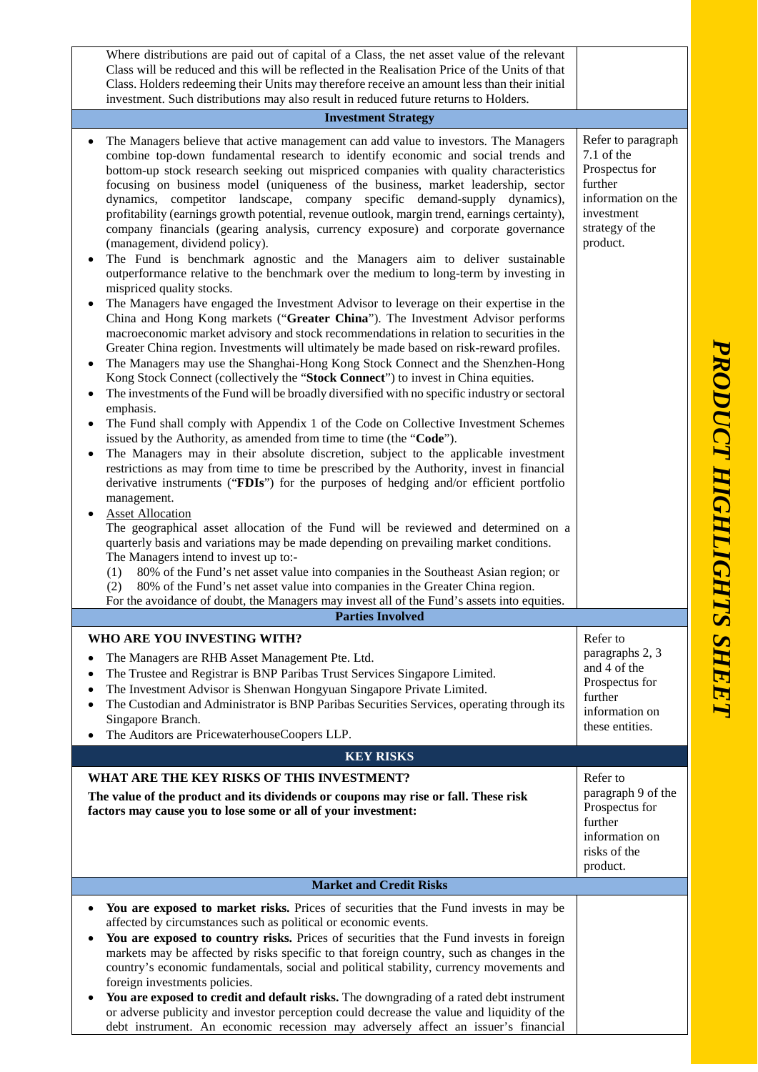Where distributions are paid out of capital of a Class, the net asset value of the relevant Class will be reduced and this will be reflected in the Realisation Price of the Units of that Class. Holders redeeming their Units may therefore receive an amount less than their initial investment. Such distributions may also result in reduced future returns to Holders.

### Investment Strategy

| | |
|---|---|
| • The Managers believe that active management can add value to investors. The Managers combine top-down fundamental research to identify economic and social trends and bottom-up stock research seeking out mispriced companies with quality characteristics focusing on business model (uniqueness of the business, market leadership, sector dynamics, competitor landscape, company specific demand-supply dynamics), profitability (earnings growth potential, revenue outlook, margin trend, earnings certainty), company financials (gearing analysis, currency exposure) and corporate governance (management, dividend policy).<br>• The Fund is benchmark agnostic and the Managers aim to deliver sustainable outperformance relative to the benchmark over the medium to long-term by investing in mispriced quality stocks.<br>• The Managers have engaged the Investment Advisor to leverage on their expertise in the China and Hong Kong markets ("**Greater China**"). The Investment Advisor performs macroeconomic market advisory and stock recommendations in relation to securities in the Greater China region. Investments will ultimately be made based on risk-reward profiles.<br>• The Managers may use the Shanghai-Hong Kong Stock Connect and the Shenzhen-Hong Kong Stock Connect (collectively the "**Stock Connect**") to invest in China equities.<br>• The investments of the Fund will be broadly diversified with no specific industry or sectoral emphasis.<br>• The Fund shall comply with Appendix 1 of the Code on Collective Investment Schemes issued by the Authority, as amended from time to time (the "**Code**").<br>• The Managers may in their absolute discretion, subject to the applicable investment restrictions as may from time to time be prescribed by the Authority, invest in financial derivative instruments ("**FDIs**") for the purposes of hedging and/or efficient portfolio management.<br>• <u>Asset Allocation</u><br>The geographical asset allocation of the Fund will be reviewed and determined on a quarterly basis and variations may be made depending on prevailing market conditions.<br>The Managers intend to invest up to:-<br>(1) 80% of the Fund's net asset value into companies in the Southeast Asian region; or<br>(2) 80% of the Fund's net asset value into companies in the Greater China region.<br>For the avoidance of doubt, the Managers may invest all of the Fund's assets into equities. | Refer to paragraph 7.1 of the Prospectus for further information on the investment strategy of the product. |

### Parties Involved

| | |
|---|---|
| **WHO ARE YOU INVESTING WITH?**<br>• The Managers are RHB Asset Management Pte. Ltd.<br>• The Trustee and Registrar is BNP Paribas Trust Services Singapore Limited.<br>• The Investment Advisor is Shenwan Hongyuan Singapore Private Limited.<br>• The Custodian and Administrator is BNP Paribas Securities Services, operating through its Singapore Branch.<br>• The Auditors are PricewaterhouseCoopers LLP. | Refer to paragraphs 2, 3 and 4 of the Prospectus for further information on these entities. |

## KEY RISKS

| | |
|---|---|
| **WHAT ARE THE KEY RISKS OF THIS INVESTMENT?**<br>**The value of the product and its dividends or coupons may rise or fall. These risk factors may cause you to lose some or all of your investment:** | Refer to paragraph 9 of the Prospectus for further information on risks of the product. |

### Market and Credit Risks

- **You are exposed to market risks.** Prices of securities that the Fund invests in may be affected by circumstances such as political or economic events.
- **You are exposed to country risks.** Prices of securities that the Fund invests in foreign markets may be affected by risks specific to that foreign country, such as changes in the country's economic fundamentals, social and political stability, currency movements and foreign investments policies.
- **You are exposed to credit and default risks.** The downgrading of a rated debt instrument or adverse publicity and investor perception could decrease the value and liquidity of the debt instrument. An economic recession may adversely affect an issuer's financial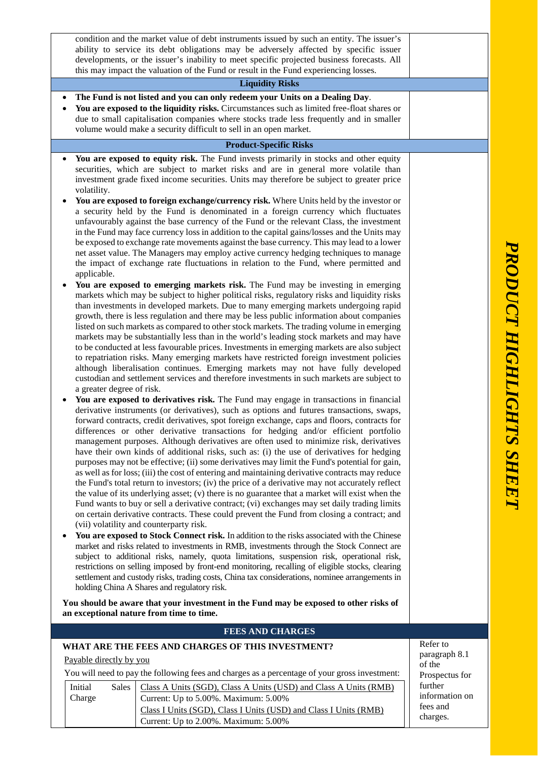condition and the market value of debt instruments issued by such an entity. The issuer's ability to service its debt obligations may be adversely affected by specific issuer developments, or the issuer's inability to meet specific projected business forecasts. All this may impact the valuation of the Fund or result in the Fund experiencing losses.

### Liquidity Risks

- **The Fund is not listed and you can only redeem your Units on a Dealing Day**.
- **You are exposed to the liquidity risks.** Circumstances such as limited free-float shares or due to small capitalisation companies where stocks trade less frequently and in smaller volume would make a security difficult to sell in an open market.

### Product-Specific Risks

- **You are exposed to equity risk.** The Fund invests primarily in stocks and other equity securities, which are subject to market risks and are in general more volatile than investment grade fixed income securities. Units may therefore be subject to greater price volatility.
- **You are exposed to foreign exchange/currency risk.** Where Units held by the investor or a security held by the Fund is denominated in a foreign currency which fluctuates unfavourably against the base currency of the Fund or the relevant Class, the investment in the Fund may face currency loss in addition to the capital gains/losses and the Units may be exposed to exchange rate movements against the base currency. This may lead to a lower net asset value. The Managers may employ active currency hedging techniques to manage the impact of exchange rate fluctuations in relation to the Fund, where permitted and applicable.
- **You are exposed to emerging markets risk.** The Fund may be investing in emerging markets which may be subject to higher political risks, regulatory risks and liquidity risks than investments in developed markets. Due to many emerging markets undergoing rapid growth, there is less regulation and there may be less public information about companies listed on such markets as compared to other stock markets. The trading volume in emerging markets may be substantially less than in the world's leading stock markets and may have to be conducted at less favourable prices. Investments in emerging markets are also subject to repatriation risks. Many emerging markets have restricted foreign investment policies although liberalisation continues. Emerging markets may not have fully developed custodian and settlement services and therefore investments in such markets are subject to a greater degree of risk.
- **You are exposed to derivatives risk.** The Fund may engage in transactions in financial derivative instruments (or derivatives), such as options and futures transactions, swaps, forward contracts, credit derivatives, spot foreign exchange, caps and floors, contracts for differences or other derivative transactions for hedging and/or efficient portfolio management purposes. Although derivatives are often used to minimize risk, derivatives have their own kinds of additional risks, such as: (i) the use of derivatives for hedging purposes may not be effective; (ii) some derivatives may limit the Fund's potential for gain, as well as for loss; (iii) the cost of entering and maintaining derivative contracts may reduce the Fund's total return to investors; (iv) the price of a derivative may not accurately reflect the value of its underlying asset; (v) there is no guarantee that a market will exist when the Fund wants to buy or sell a derivative contract; (vi) exchanges may set daily trading limits on certain derivative contracts. These could prevent the Fund from closing a contract; and (vii) volatility and counterparty risk.
- **You are exposed to Stock Connect risk.** In addition to the risks associated with the Chinese market and risks related to investments in RMB, investments through the Stock Connect are subject to additional risks, namely, quota limitations, suspension risk, operational risk, restrictions on selling imposed by front-end monitoring, recalling of eligible stocks, clearing settlement and custody risks, trading costs, China tax considerations, nominee arrangements in holding China A Shares and regulatory risk.

**You should be aware that your investment in the Fund may be exposed to other risks of an exceptional nature from time to time.**

## FEES AND CHARGES

### WHAT ARE THE FEES AND CHARGES OF THIS INVESTMENT?

Refer to paragraph 8.1 of the Prospectus for further information on fees and charges.

Payable directly by you

You will need to pay the following fees and charges as a percentage of your gross investment:

| | |
|---|---|
| Initial Sales Charge | Class A Units (SGD), Class A Units (USD) and Class A Units (RMB)<br>Current: Up to 5.00%. Maximum: 5.00%<br>Class I Units (SGD), Class I Units (USD) and Class I Units (RMB)<br>Current: Up to 2.00%. Maximum: 5.00% |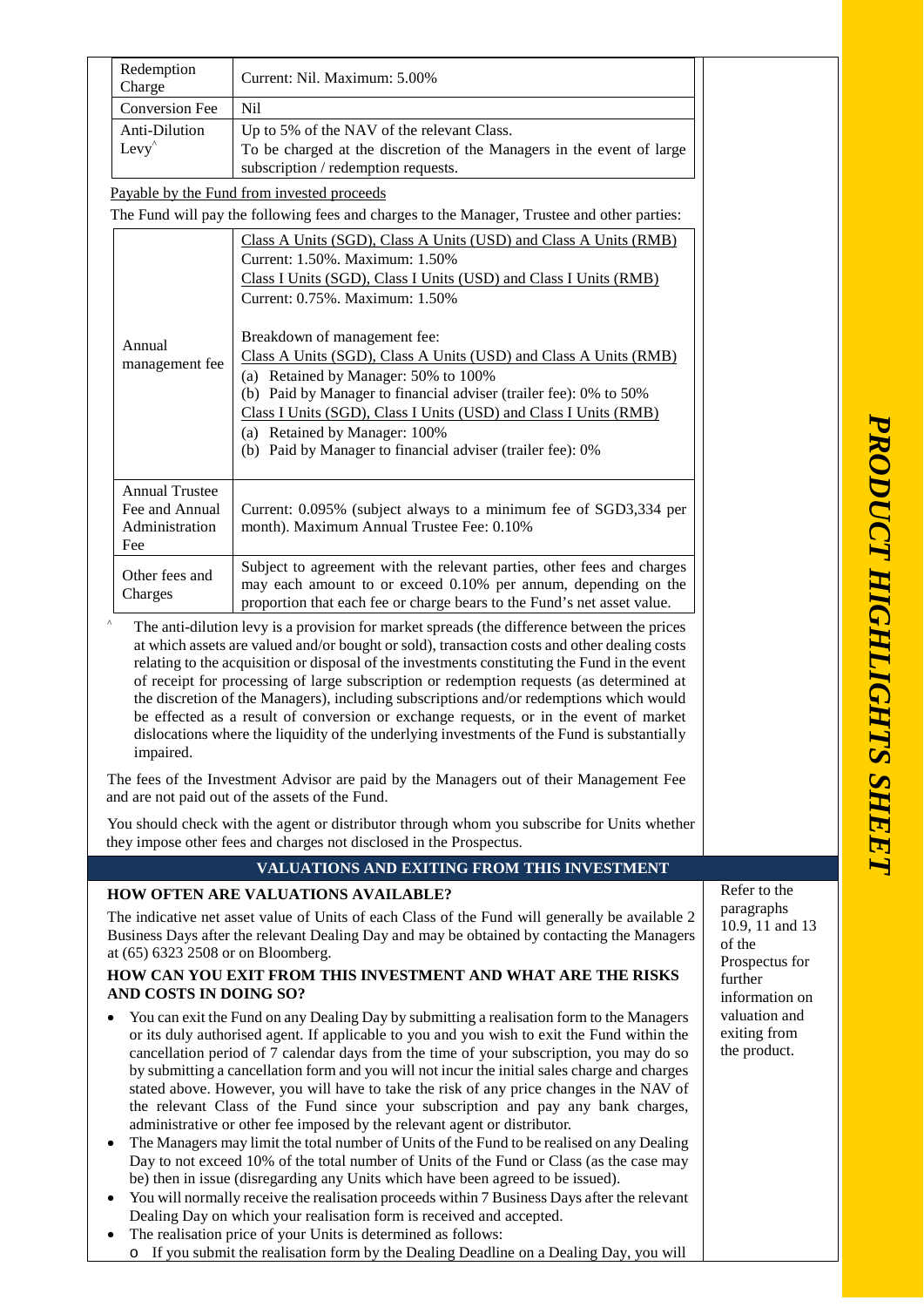| Redemption Charge | Current: Nil. Maximum: 5.00% |
|---|---|
| Conversion Fee | Nil |
| Anti-Dilution Levy^ | Up to 5% of the NAV of the relevant Class.<br>To be charged at the discretion of the Managers in the event of large subscription / redemption requests. |

Payable by the Fund from invested proceeds

The Fund will pay the following fees and charges to the Manager, Trustee and other parties:

| Fee | Details |
|---|---|
| Annual management fee | Class A Units (SGD), Class A Units (USD) and Class A Units (RMB)<br>Current: 1.50%. Maximum: 1.50%<br>Class I Units (SGD), Class I Units (USD) and Class I Units (RMB)<br>Current: 0.75%. Maximum: 1.50%<br><br>Breakdown of management fee:<br>Class A Units (SGD), Class A Units (USD) and Class A Units (RMB)<br>(a) Retained by Manager: 50% to 100%<br>(b) Paid by Manager to financial adviser (trailer fee): 0% to 50%<br>Class I Units (SGD), Class I Units (USD) and Class I Units (RMB)<br>(a) Retained by Manager: 100%<br>(b) Paid by Manager to financial adviser (trailer fee): 0% |
| Annual Trustee Fee and Annual Administration Fee | Current: 0.095% (subject always to a minimum fee of SGD3,334 per month). Maximum Annual Trustee Fee: 0.10% |
| Other fees and Charges | Subject to agreement with the relevant parties, other fees and charges may each amount to or exceed 0.10% per annum, depending on the proportion that each fee or charge bears to the Fund's net asset value. |

^ The anti-dilution levy is a provision for market spreads (the difference between the prices at which assets are valued and/or bought or sold), transaction costs and other dealing costs relating to the acquisition or disposal of the investments constituting the Fund in the event of receipt for processing of large subscription or redemption requests (as determined at the discretion of the Managers), including subscriptions and/or redemptions which would be effected as a result of conversion or exchange requests, or in the event of market dislocations where the liquidity of the underlying investments of the Fund is substantially impaired.

The fees of the Investment Advisor are paid by the Managers out of their Management Fee and are not paid out of the assets of the Fund.

You should check with the agent or distributor through whom you subscribe for Units whether they impose other fees and charges not disclosed in the Prospectus.

## VALUATIONS AND EXITING FROM THIS INVESTMENT

*Refer to the paragraphs 10.9, 11 and 13 of the Prospectus for further information on valuation and exiting from the product.*

### HOW OFTEN ARE VALUATIONS AVAILABLE?

The indicative net asset value of Units of each Class of the Fund will generally be available 2 Business Days after the relevant Dealing Day and may be obtained by contacting the Managers at (65) 6323 2508 or on Bloomberg.

### HOW CAN YOU EXIT FROM THIS INVESTMENT AND WHAT ARE THE RISKS AND COSTS IN DOING SO?

- You can exit the Fund on any Dealing Day by submitting a realisation form to the Managers or its duly authorised agent. If applicable to you and you wish to exit the Fund within the cancellation period of 7 calendar days from the time of your subscription, you may do so by submitting a cancellation form and you will not incur the initial sales charge and charges stated above. However, you will have to take the risk of any price changes in the NAV of the relevant Class of the Fund since your subscription and pay any bank charges, administrative or other fee imposed by the relevant agent or distributor.
- The Managers may limit the total number of Units of the Fund to be realised on any Dealing Day to not exceed 10% of the total number of Units of the Fund or Class (as the case may be) then in issue (disregarding any Units which have been agreed to be issued).
- You will normally receive the realisation proceeds within 7 Business Days after the relevant Dealing Day on which your realisation form is received and accepted.
- The realisation price of your Units is determined as follows:
  - If you submit the realisation form by the Dealing Deadline on a Dealing Day, you will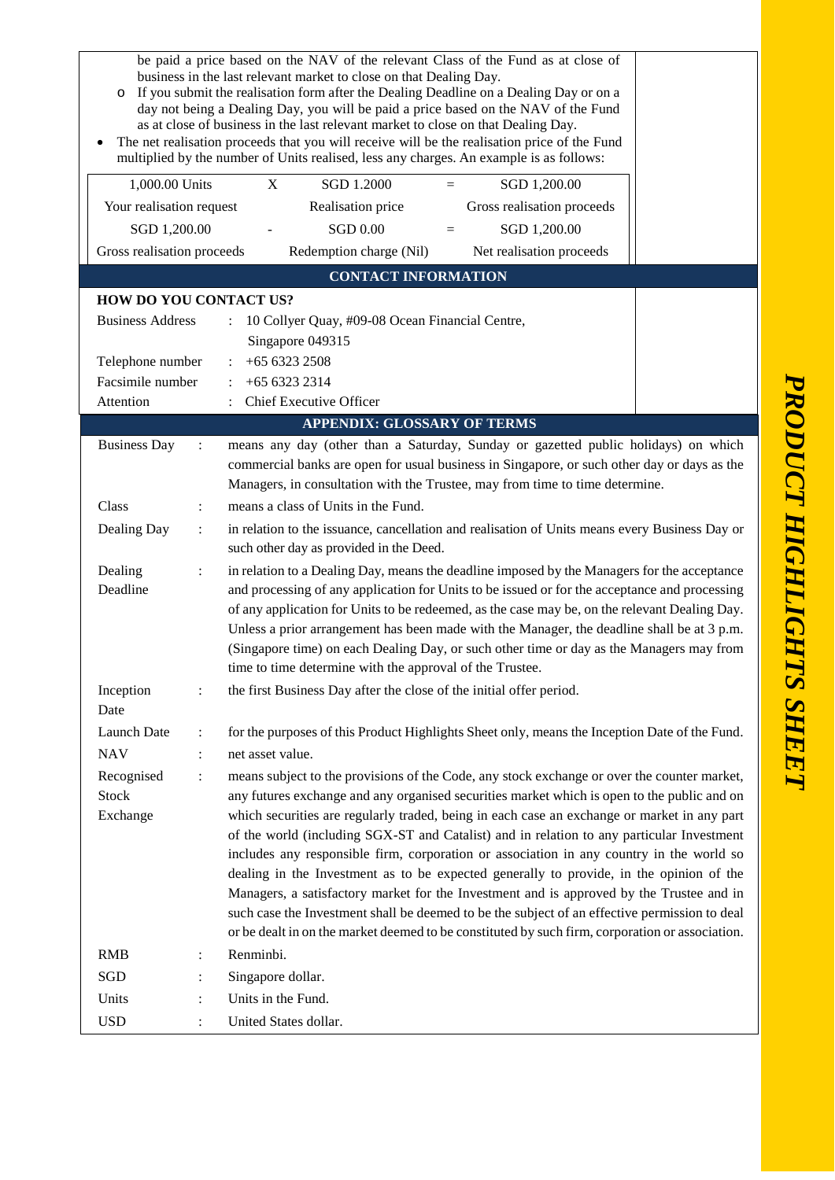be paid a price based on the NAV of the relevant Class of the Fund as at close of business in the last relevant market to close on that Dealing Day.

- If you submit the realisation form after the Dealing Deadline on a Dealing Day or on a day not being a Dealing Day, you will be paid a price based on the NAV of the Fund as at close of business in the last relevant market to close on that Dealing Day.

- The net realisation proceeds that you will receive will be the realisation price of the Fund multiplied by the number of Units realised, less any charges. An example is as follows:

| | | | | |
|---|---|---|---|---|
| 1,000.00 Units | X | SGD 1.2000 | = | SGD 1,200.00 |
| Your realisation request | | Realisation price | | Gross realisation proceeds |
| SGD 1,200.00 | - | SGD 0.00 | = | SGD 1,200.00 |
| Gross realisation proceeds | | Redemption charge (Nil) | | Net realisation proceeds |

## CONTACT INFORMATION

**HOW DO YOU CONTACT US?**

| | | |
|---|---|---|
| Business Address | : | 10 Collyer Quay, #09-08 Ocean Financial Centre, Singapore 049315 |
| Telephone number | : | +65 6323 2508 |
| Facsimile number | : | +65 6323 2314 |
| Attention | : | Chief Executive Officer |

## APPENDIX: GLOSSARY OF TERMS

| | | |
|---|---|---|
| Business Day | : | means any day (other than a Saturday, Sunday or gazetted public holidays) on which commercial banks are open for usual business in Singapore, or such other day or days as the Managers, in consultation with the Trustee, may from time to time determine. |
| Class | : | means a class of Units in the Fund. |
| Dealing Day | : | in relation to the issuance, cancellation and realisation of Units means every Business Day or such other day as provided in the Deed. |
| Dealing Deadline | : | in relation to a Dealing Day, means the deadline imposed by the Managers for the acceptance and processing of any application for Units to be issued or for the acceptance and processing of any application for Units to be redeemed, as the case may be, on the relevant Dealing Day. Unless a prior arrangement has been made with the Manager, the deadline shall be at 3 p.m. (Singapore time) on each Dealing Day, or such other time or day as the Managers may from time to time determine with the approval of the Trustee. |
| Inception Date | : | the first Business Day after the close of the initial offer period. |
| Launch Date | : | for the purposes of this Product Highlights Sheet only, means the Inception Date of the Fund. |
| NAV | : | net asset value. |
| Recognised Stock Exchange | : | means subject to the provisions of the Code, any stock exchange or over the counter market, any futures exchange and any organised securities market which is open to the public and on which securities are regularly traded, being in each case an exchange or market in any part of the world (including SGX-ST and Catalist) and in relation to any particular Investment includes any responsible firm, corporation or association in any country in the world so dealing in the Investment as to be expected generally to provide, in the opinion of the Managers, a satisfactory market for the Investment and is approved by the Trustee and in such case the Investment shall be deemed to be the subject of an effective permission to deal or be dealt in on the market deemed to be constituted by such firm, corporation or association. |
| RMB | : | Renminbi. |
| SGD | : | Singapore dollar. |
| Units | : | Units in the Fund. |
| USD | : | United States dollar. |